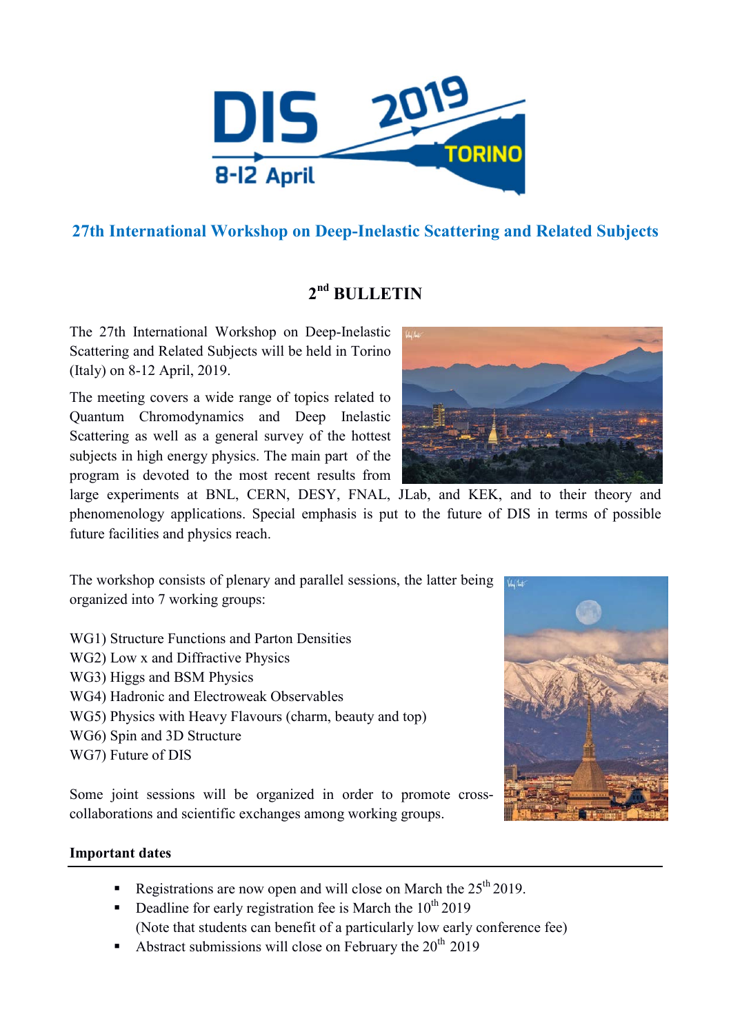DIS 2019 TORINO 8-12 April

## 27th International Workshop on Deep-Inelastic Scattering and Related Subjects

## 2nd BULLETIN

The 27th International Workshop on Deep-Inelastic Scattering and Related Subjects will be held in Torino (Italy) on 8-12 April, 2019.

The meeting covers a wide range of topics related to Quantum Chromodynamics and Deep Inelastic Scattering as well as a general survey of the hottest subjects in high energy physics. The main part of the program is devoted to the most recent results from large experiments at BNL, CERN, DESY, FNAL, JLab, and KEK, and to their theory and phenomenology applications. Special emphasis is put to the future of DIS in terms of possible future facilities and physics reach.

The workshop consists of plenary and parallel sessions, the latter being organized into 7 working groups:

WG1) Structure Functions and Parton Densities
WG2) Low x and Diffractive Physics
WG3) Higgs and BSM Physics
WG4) Hadronic and Electroweak Observables
WG5) Physics with Heavy Flavours (charm, beauty and top)
WG6) Spin and 3D Structure
WG7) Future of DIS

Some joint sessions will be organized in order to promote cross-collaborations and scientific exchanges among working groups.

**Important dates**

- Registrations are now open and will close on March the 25th 2019.
- Deadline for early registration fee is March the 10th 2019
  (Note that students can benefit of a particularly low early conference fee)
- Abstract submissions will close on February the 20th 2019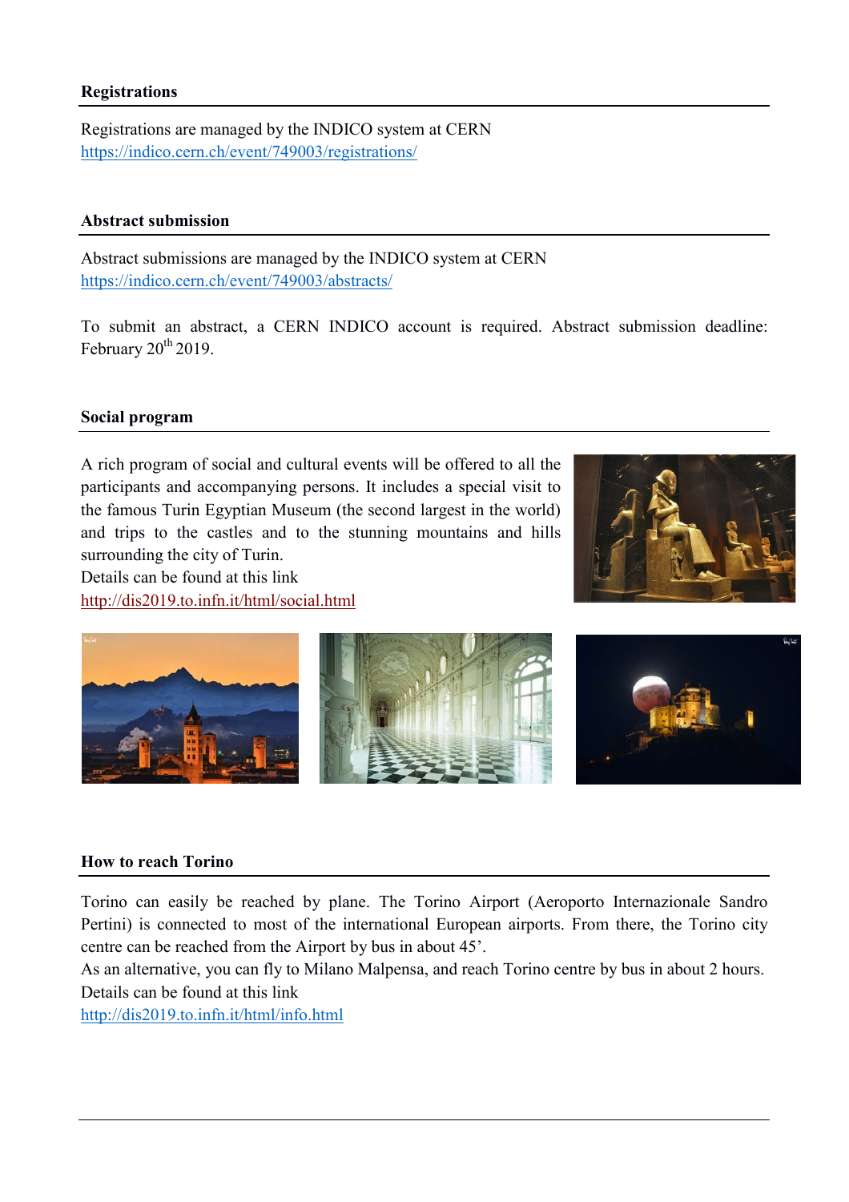## Registrations

Registrations are managed by the INDICO system at CERN
https://indico.cern.ch/event/749003/registrations/

## Abstract submission

Abstract submissions are managed by the INDICO system at CERN
https://indico.cern.ch/event/749003/abstracts/

To submit an abstract, a CERN INDICO account is required. Abstract submission deadline: February 20$^{th}$ 2019.

## Social program

A rich program of social and cultural events will be offered to all the participants and accompanying persons. It includes a special visit to the famous Turin Egyptian Museum (the second largest in the world) and trips to the castles and to the stunning mountains and hills surrounding the city of Turin.
Details can be found at this link
http://dis2019.to.infn.it/html/social.html

## How to reach Torino

Torino can easily be reached by plane. The Torino Airport (Aeroporto Internazionale Sandro Pertini) is connected to most of the international European airports. From there, the Torino city centre can be reached from the Airport by bus in about 45'.
As an alternative, you can fly to Milano Malpensa, and reach Torino centre by bus in about 2 hours.
Details can be found at this link
http://dis2019.to.infn.it/html/info.html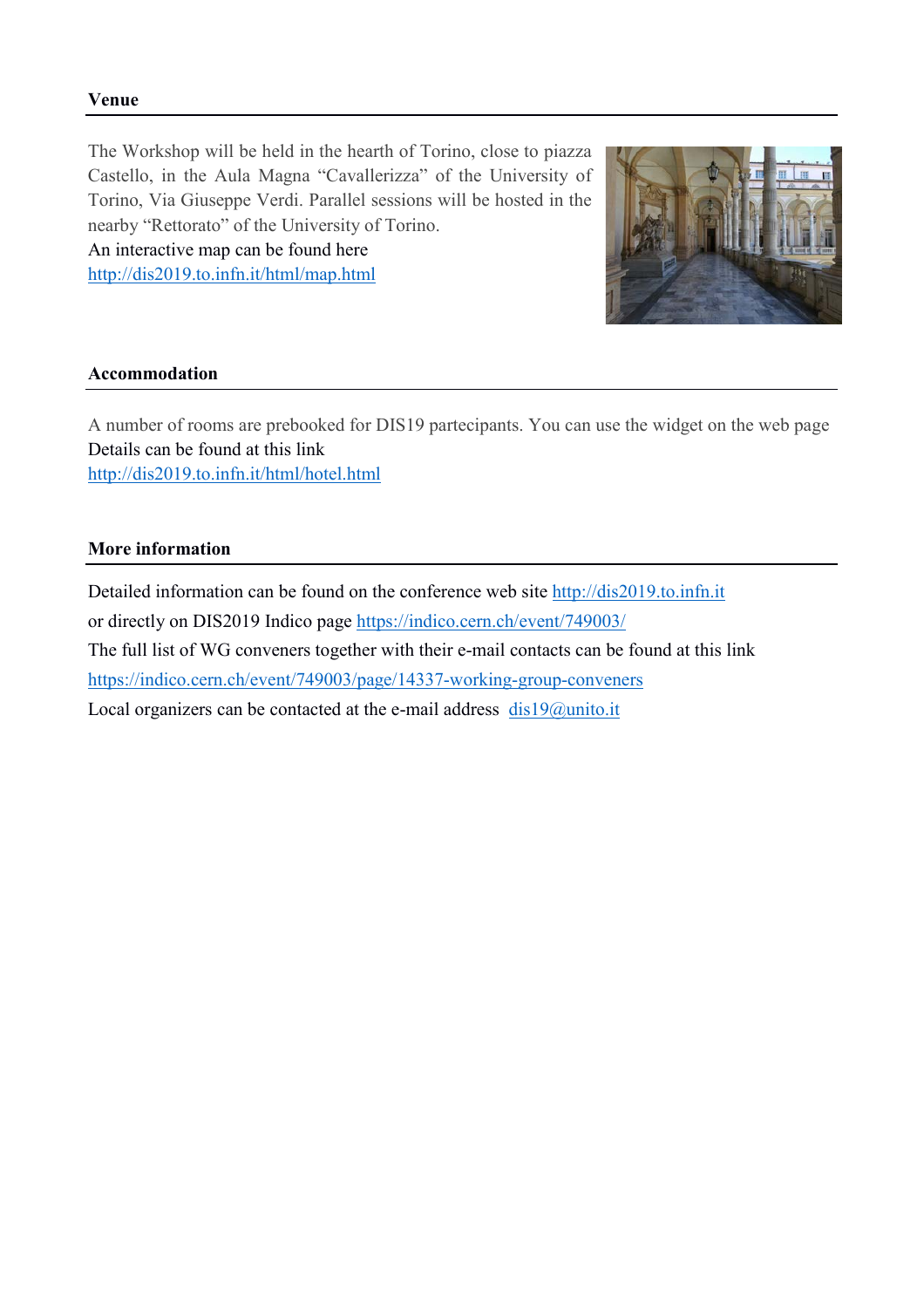## Venue

The Workshop will be held in the hearth of Torino, close to piazza Castello, in the Aula Magna "Cavallerizza" of the University of Torino, Via Giuseppe Verdi. Parallel sessions will be hosted in the nearby "Rettorato" of the University of Torino.
An interactive map can be found here
http://dis2019.to.infn.it/html/map.html

## Accommodation

A number of rooms are prebooked for DIS19 partecipants. You can use the widget on the web page
Details can be found at this link
http://dis2019.to.infn.it/html/hotel.html

## More information

Detailed information can be found on the conference web site http://dis2019.to.infn.it
or directly on DIS2019 Indico page https://indico.cern.ch/event/749003/
The full list of WG conveners together with their e-mail contacts can be found at this link
https://indico.cern.ch/event/749003/page/14337-working-group-conveners
Local organizers can be contacted at the e-mail address dis19@unito.it